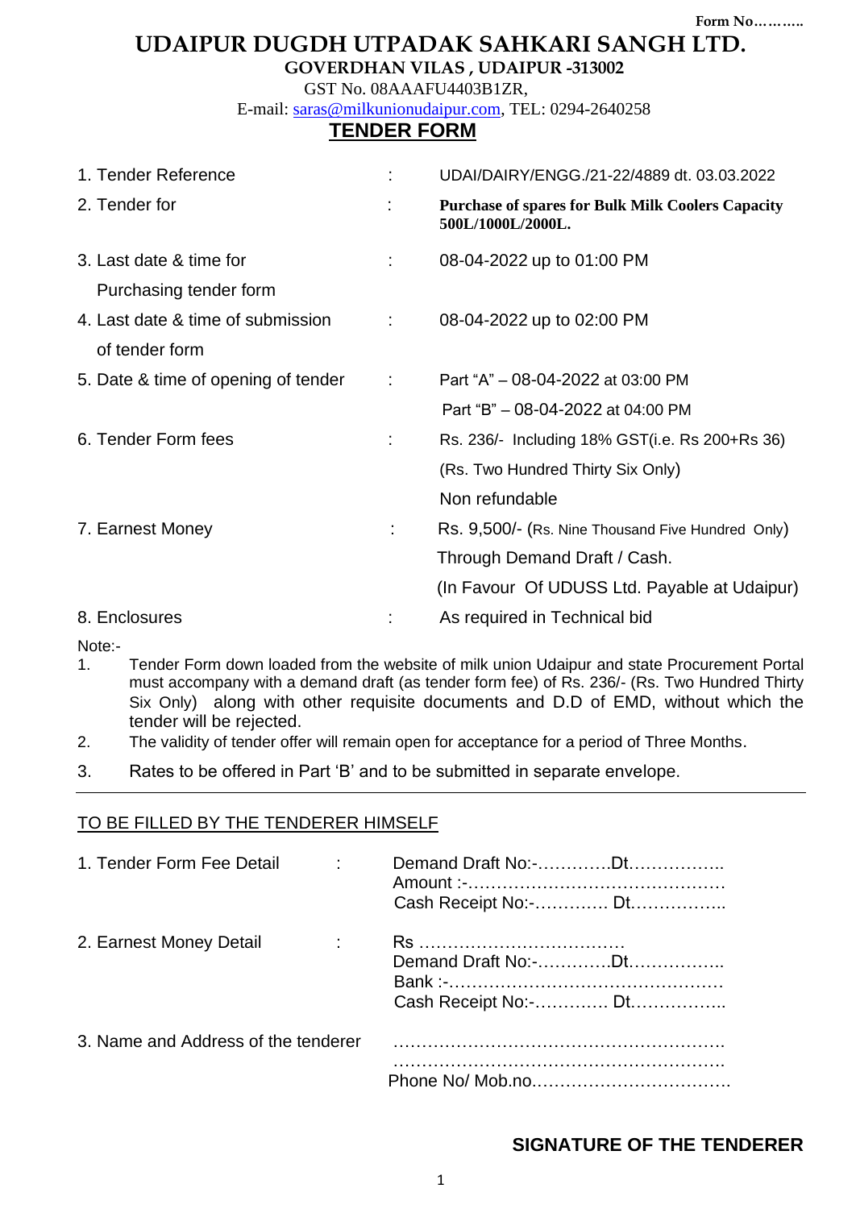Form No………..

# UDAIPUR DUGDH UTPADAK SAHKARI SANGH LTD.

**GOVERDHAN VILAS , UDAIPUR -313002**

GST No. 08AAAFU4403B1ZR,

E-mail: saras@milkunionudaipur.com, TEL: 0294-2640258

## TENDER FORM

| | | |
|---|---|---|
| 1. Tender Reference | : | UDAI/DAIRY/ENGG./21-22/4889 dt. 03.03.2022 |
| 2. Tender for | : | **Purchase of spares for Bulk Milk Coolers Capacity 500L/1000L/2000L.** |
| 3. Last date & time for Purchasing tender form | : | 08-04-2022 up to 01:00 PM |
| 4. Last date & time of submission of tender form | : | 08-04-2022 up to 02:00 PM |
| 5. Date & time of opening of tender | : | Part "A" – 08-04-2022 at 03:00 PM<br>Part "B" – 08-04-2022 at 04:00 PM |
| 6. Tender Form fees | : | Rs. 236/- Including 18% GST(i.e. Rs 200+Rs 36)<br>(Rs. Two Hundred Thirty Six Only)<br>Non refundable |
| 7. Earnest Money | : | Rs. 9,500/- (Rs. Nine Thousand Five Hundred Only)<br>Through Demand Draft / Cash.<br>(In Favour Of UDUSS Ltd. Payable at Udaipur) |
| 8. Enclosures | : | As required in Technical bid |

Note:-

1. Tender Form down loaded from the website of milk union Udaipur and state Procurement Portal must accompany with a demand draft (as tender form fee) of Rs. 236/- (Rs. Two Hundred Thirty Six Only) along with other requisite documents and D.D of EMD, without which the tender will be rejected.
2. The validity of tender offer will remain open for acceptance for a period of Three Months.
3. Rates to be offered in Part 'B' and to be submitted in separate envelope.

---

TO BE FILLED BY THE TENDERER HIMSELF

| | | |
|---|---|---|
| 1. Tender Form Fee Detail | : | Demand Draft No:-………….Dt……………..<br>Amount :-………………………………………<br>Cash Receipt No:-…………. Dt…………….. |
| 2. Earnest Money Detail | : | Rs ………………………………<br>Demand Draft No:-………….Dt……………..<br>Bank :-…………………………………………<br>Cash Receipt No:-…………. Dt…………….. |
| 3. Name and Address of the tenderer | | ………………………………………………….<br>………………………………………………….<br>Phone No/ Mob.no……………………………. |

**SIGNATURE OF THE TENDERER**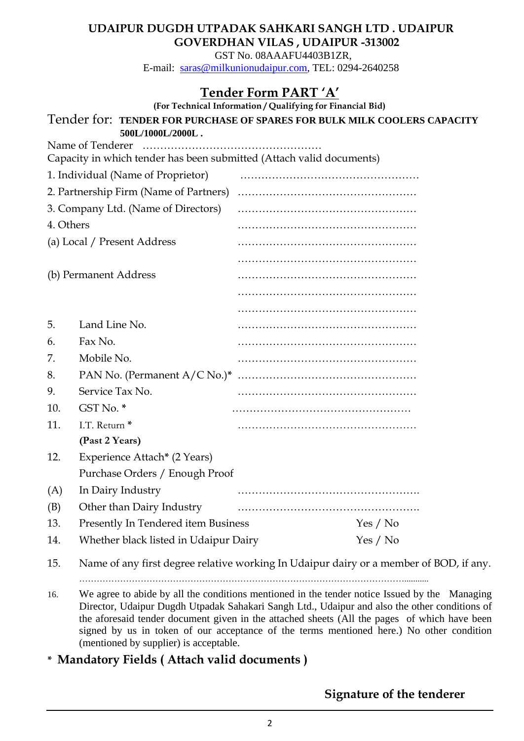**UDAIPUR DUGDH UTPADAK SAHKARI SANGH LTD . UDAIPUR**
**GOVERDHAN VILAS , UDAIPUR -313002**
GST No. 08AAAFU4403B1ZR,
E-mail: saras@milkunionudaipur.com, TEL: 0294-2640258

# Tender Form PART 'A'

**(For Technical Information / Qualifying for Financial Bid)**

Tender for: **TENDER FOR PURCHASE OF SPARES FOR BULK MILK COOLERS CAPACITY 500L/1000L/2000L .**

Name of Tenderer ……………………………………………

Capacity in which tender has been submitted (Attach valid documents)

1. Individual (Name of Proprietor) ……………………………………………
2. Partnership Firm (Name of Partners) ……………………………………………
3. Company Ltd. (Name of Directors) ……………………………………………
4. Others ……………………………………………

(a) Local / Present Address ……………………………………………
……………………………………………

(b) Permanent Address ……………………………………………
……………………………………………
……………………………………………

5. Land Line No. ……………………………………………
6. Fax No. ……………………………………………
7. Mobile No. ……………………………………………
8. PAN No. (Permanent A/C No.)* ……………………………………………
9. Service Tax No. ……………………………………………
10. GST No. * ……………………………………………
11. I.T. Return * ……………………………………………
    **(Past 2 Years)**
12. Experience Attach* (2 Years)
    Purchase Orders / Enough Proof
    (A) In Dairy Industry ……………………………………………
    (B) Other than Dairy Industry ……………………………………………
13. Presently In Tendered item Business Yes / No
14. Whether black listed in Udaipur Dairy Yes / No
15. Name of any first degree relative working In Udaipur dairy or a member of BOD, if any.
    ……………………………………………………………………………………………………
16. We agree to abide by all the conditions mentioned in the tender notice Issued by the Managing Director, Udaipur Dugdh Utpadak Sahakari Sangh Ltd., Udaipur and also the other conditions of the aforesaid tender document given in the attached sheets (All the pages of which have been signed by us in token of our acceptance of the terms mentioned here.) No other condition (mentioned by supplier) is acceptable.

**\* Mandatory Fields ( Attach valid documents )**

**Signature of the tenderer**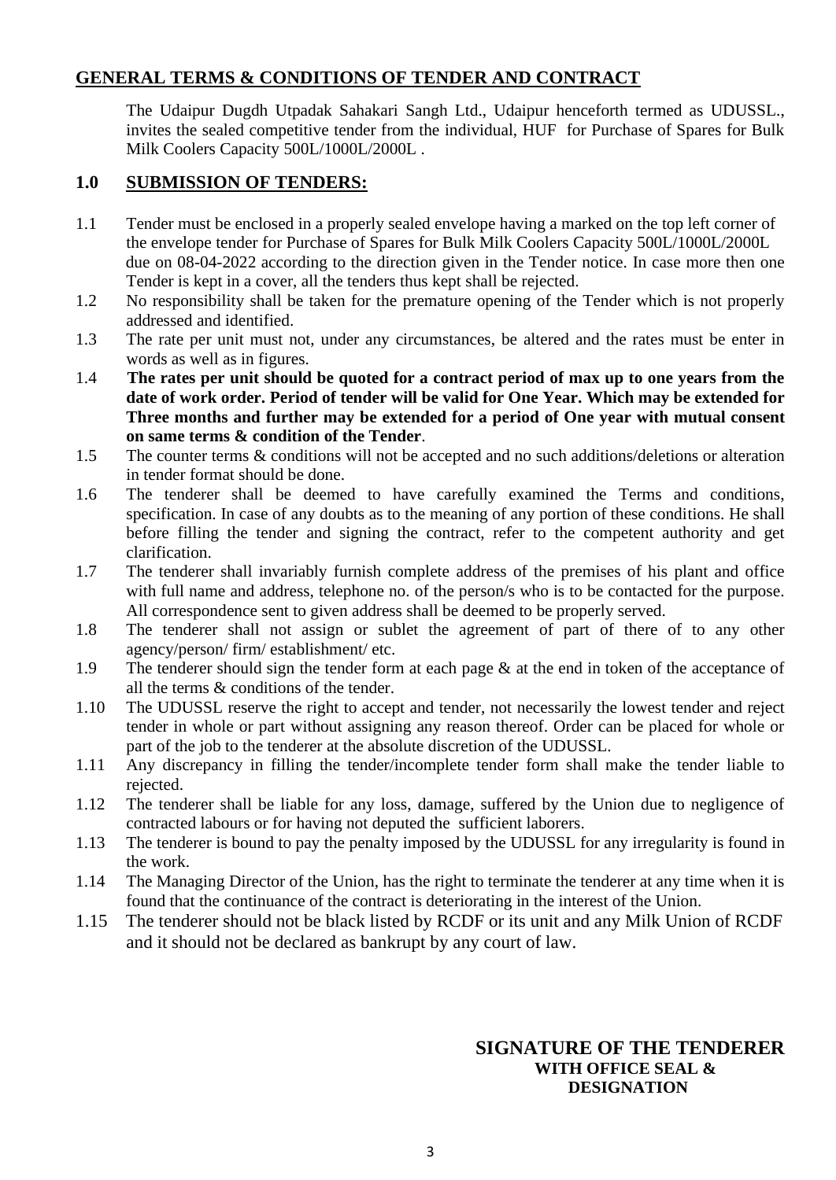## GENERAL TERMS & CONDITIONS OF TENDER AND CONTRACT

The Udaipur Dugdh Utpadak Sahakari Sangh Ltd., Udaipur henceforth termed as UDUSSL., invites the sealed competitive tender from the individual, HUF for Purchase of Spares for Bulk Milk Coolers Capacity 500L/1000L/2000L .

## 1.0 SUBMISSION OF TENDERS:

1.1 Tender must be enclosed in a properly sealed envelope having a marked on the top left corner of the envelope tender for Purchase of Spares for Bulk Milk Coolers Capacity 500L/1000L/2000L due on 08-04-2022 according to the direction given in the Tender notice. In case more then one Tender is kept in a cover, all the tenders thus kept shall be rejected.

1.2 No responsibility shall be taken for the premature opening of the Tender which is not properly addressed and identified.

1.3 The rate per unit must not, under any circumstances, be altered and the rates must be enter in words as well as in figures.

1.4 **The rates per unit should be quoted for a contract period of max up to one years from the date of work order. Period of tender will be valid for One Year. Which may be extended for Three months and further may be extended for a period of One year with mutual consent on same terms & condition of the Tender**.

1.5 The counter terms & conditions will not be accepted and no such additions/deletions or alteration in tender format should be done.

1.6 The tenderer shall be deemed to have carefully examined the Terms and conditions, specification. In case of any doubts as to the meaning of any portion of these conditions. He shall before filling the tender and signing the contract, refer to the competent authority and get clarification.

1.7 The tenderer shall invariably furnish complete address of the premises of his plant and office with full name and address, telephone no. of the person/s who is to be contacted for the purpose. All correspondence sent to given address shall be deemed to be properly served.

1.8 The tenderer shall not assign or sublet the agreement of part of there of to any other agency/person/ firm/ establishment/ etc.

1.9 The tenderer should sign the tender form at each page & at the end in token of the acceptance of all the terms & conditions of the tender.

1.10 The UDUSSL reserve the right to accept and tender, not necessarily the lowest tender and reject tender in whole or part without assigning any reason thereof. Order can be placed for whole or part of the job to the tenderer at the absolute discretion of the UDUSSL.

1.11 Any discrepancy in filling the tender/incomplete tender form shall make the tender liable to rejected.

1.12 The tenderer shall be liable for any loss, damage, suffered by the Union due to negligence of contracted labours or for having not deputed the sufficient laborers.

1.13 The tenderer is bound to pay the penalty imposed by the UDUSSL for any irregularity is found in the work.

1.14 The Managing Director of the Union, has the right to terminate the tenderer at any time when it is found that the continuance of the contract is deteriorating in the interest of the Union.

1.15 The tenderer should not be black listed by RCDF or its unit and any Milk Union of RCDF and it should not be declared as bankrupt by any court of law.

**SIGNATURE OF THE TENDERER**
**WITH OFFICE SEAL & DESIGNATION**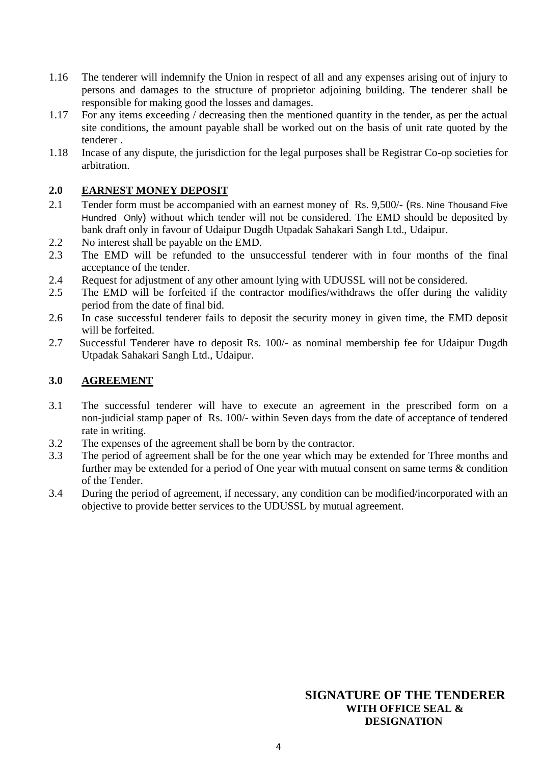1.16 The tenderer will indemnify the Union in respect of all and any expenses arising out of injury to persons and damages to the structure of proprietor adjoining building. The tenderer shall be responsible for making good the losses and damages.

1.17 For any items exceeding / decreasing then the mentioned quantity in the tender, as per the actual site conditions, the amount payable shall be worked out on the basis of unit rate quoted by the tenderer .

1.18 Incase of any dispute, the jurisdiction for the legal purposes shall be Registrar Co-op societies for arbitration.

## 2.0 EARNEST MONEY DEPOSIT

2.1 Tender form must be accompanied with an earnest money of Rs. 9,500/- (Rs. Nine Thousand Five Hundred Only) without which tender will not be considered. The EMD should be deposited by bank draft only in favour of Udaipur Dugdh Utpadak Sahakari Sangh Ltd., Udaipur.

2.2 No interest shall be payable on the EMD.

2.3 The EMD will be refunded to the unsuccessful tenderer with in four months of the final acceptance of the tender.

2.4 Request for adjustment of any other amount lying with UDUSSL will not be considered.

2.5 The EMD will be forfeited if the contractor modifies/withdraws the offer during the validity period from the date of final bid.

2.6 In case successful tenderer fails to deposit the security money in given time, the EMD deposit will be forfeited.

2.7 Successful Tenderer have to deposit Rs. 100/- as nominal membership fee for Udaipur Dugdh Utpadak Sahakari Sangh Ltd., Udaipur.

## 3.0 AGREEMENT

3.1 The successful tenderer will have to execute an agreement in the prescribed form on a non-judicial stamp paper of Rs. 100/- within Seven days from the date of acceptance of tendered rate in writing.

3.2 The expenses of the agreement shall be born by the contractor.

3.3 The period of agreement shall be for the one year which may be extended for Three months and further may be extended for a period of One year with mutual consent on same terms & condition of the Tender.

3.4 During the period of agreement, if necessary, any condition can be modified/incorporated with an objective to provide better services to the UDUSSL by mutual agreement.

**SIGNATURE OF THE TENDERER**
**WITH OFFICE SEAL & DESIGNATION**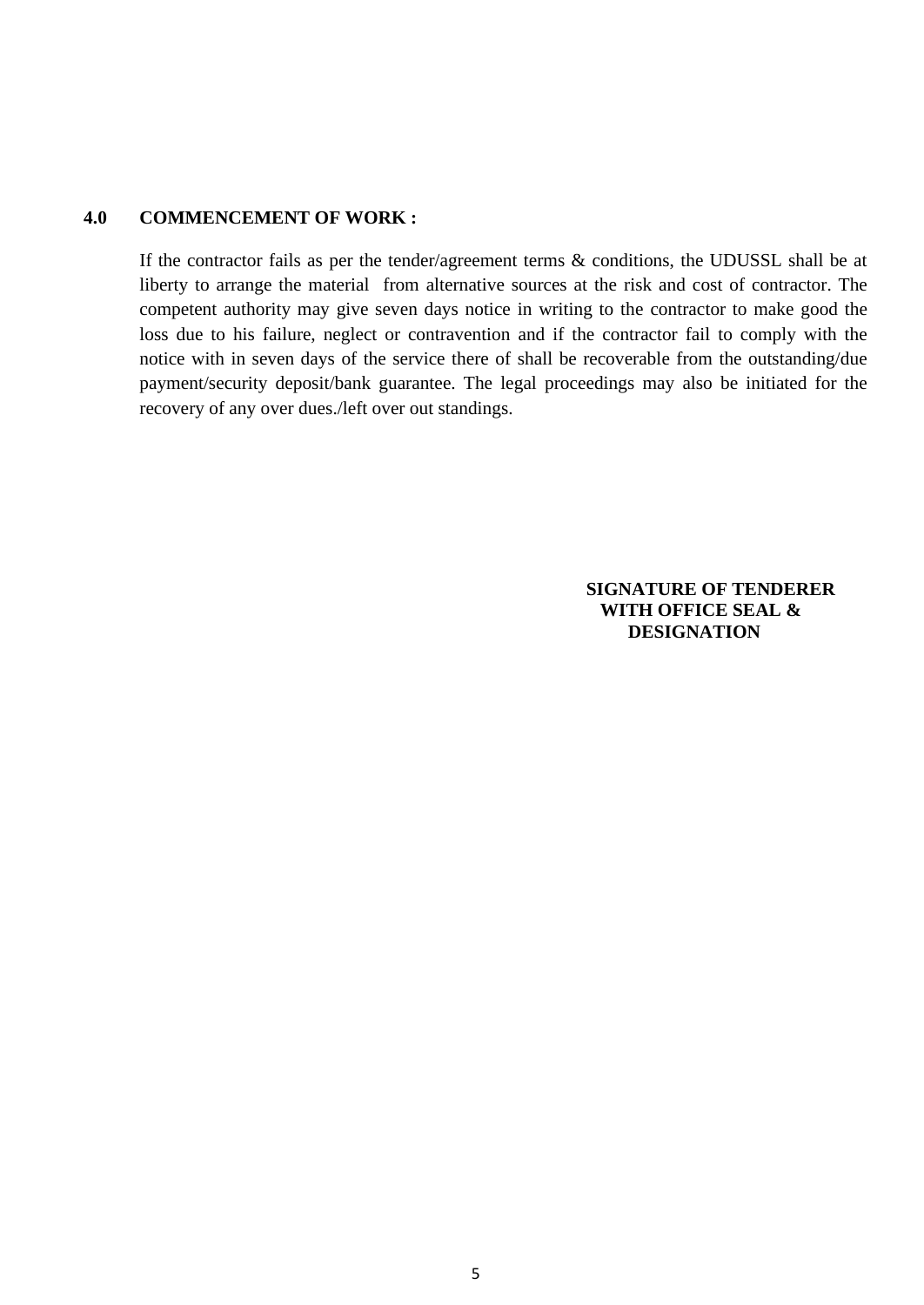**4.0 COMMENCEMENT OF WORK :**

If the contractor fails as per the tender/agreement terms & conditions, the UDUSSL shall be at liberty to arrange the material from alternative sources at the risk and cost of contractor. The competent authority may give seven days notice in writing to the contractor to make good the loss due to his failure, neglect or contravention and if the contractor fail to comply with the notice with in seven days of the service there of shall be recoverable from the outstanding/due payment/security deposit/bank guarantee. The legal proceedings may also be initiated for the recovery of any over dues./left over out standings.

**SIGNATURE OF TENDERER**
**WITH OFFICE SEAL &**
**DESIGNATION**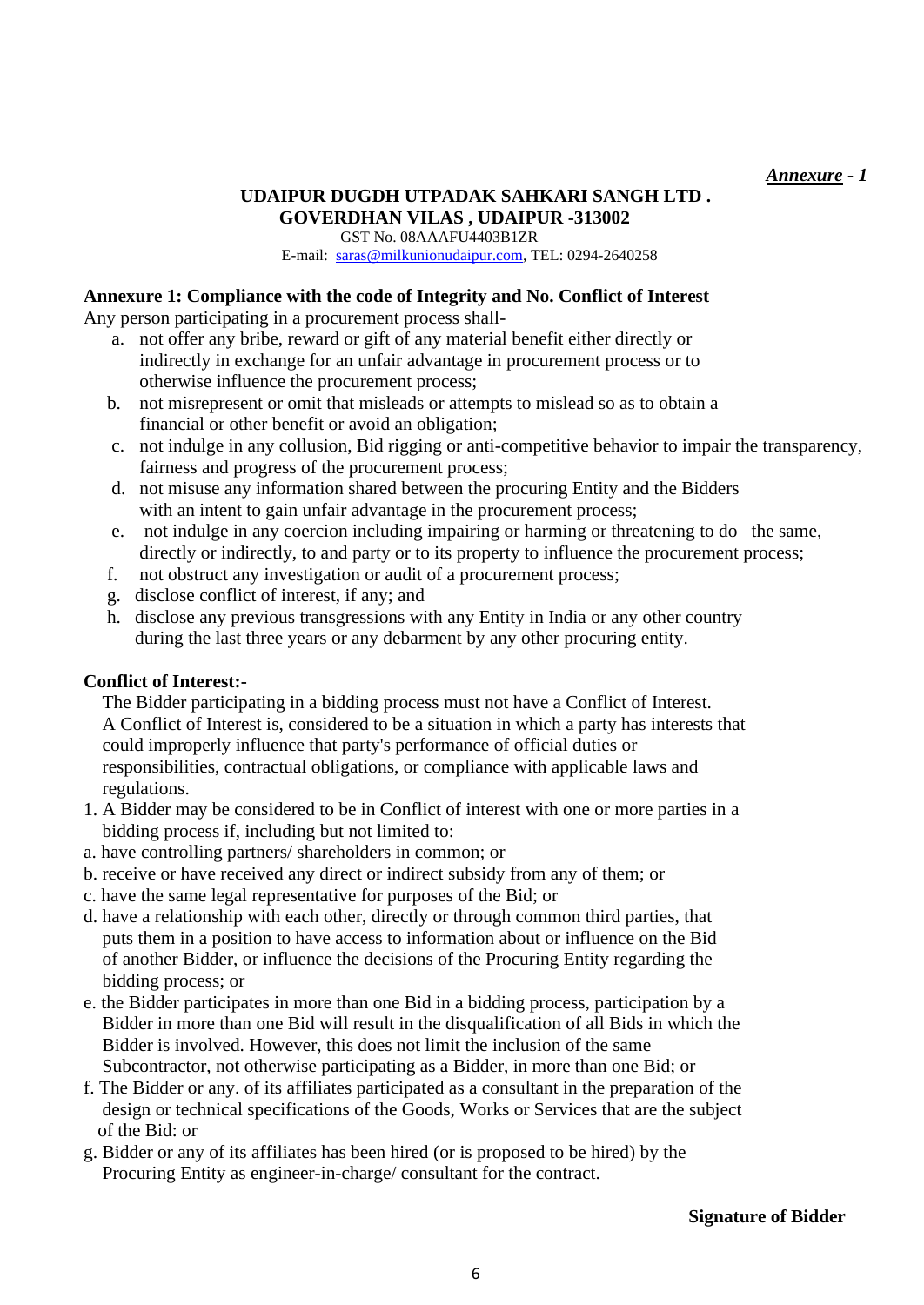***Annexure - 1***

**UDAIPUR DUGDH UTPADAK SAHKARI SANGH LTD .**
**GOVERDHAN VILAS , UDAIPUR -313002**

GST No. 08AAAFU4403B1ZR

E-mail: saras@milkunionudaipur.com, TEL: 0294-2640258

**Annexure 1: Compliance with the code of Integrity and No. Conflict of Interest**

Any person participating in a procurement process shall-

a. not offer any bribe, reward or gift of any material benefit either directly or indirectly in exchange for an unfair advantage in procurement process or to otherwise influence the procurement process;
b. not misrepresent or omit that misleads or attempts to mislead so as to obtain a financial or other benefit or avoid an obligation;
c. not indulge in any collusion, Bid rigging or anti-competitive behavior to impair the transparency, fairness and progress of the procurement process;
d. not misuse any information shared between the procuring Entity and the Bidders with an intent to gain unfair advantage in the procurement process;
e. not indulge in any coercion including impairing or harming or threatening to do the same, directly or indirectly, to and party or to its property to influence the procurement process;
f. not obstruct any investigation or audit of a procurement process;
g. disclose conflict of interest, if any; and
h. disclose any previous transgressions with any Entity in India or any other country during the last three years or any debarment by any other procuring entity.

**Conflict of Interest:-**

The Bidder participating in a bidding process must not have a Conflict of Interest. A Conflict of Interest is, considered to be a situation in which a party has interests that could improperly influence that party's performance of official duties or responsibilities, contractual obligations, or compliance with applicable laws and regulations.

1. A Bidder may be considered to be in Conflict of interest with one or more parties in a bidding process if, including but not limited to:

a. have controlling partners/ shareholders in common; or
b. receive or have received any direct or indirect subsidy from any of them; or
c. have the same legal representative for purposes of the Bid; or
d. have a relationship with each other, directly or through common third parties, that puts them in a position to have access to information about or influence on the Bid of another Bidder, or influence the decisions of the Procuring Entity regarding the bidding process; or
e. the Bidder participates in more than one Bid in a bidding process, participation by a Bidder in more than one Bid will result in the disqualification of all Bids in which the Bidder is involved. However, this does not limit the inclusion of the same Subcontractor, not otherwise participating as a Bidder, in more than one Bid; or
f. The Bidder or any. of its affiliates participated as a consultant in the preparation of the design or technical specifications of the Goods, Works or Services that are the subject of the Bid: or
g. Bidder or any of its affiliates has been hired (or is proposed to be hired) by the Procuring Entity as engineer-in-charge/ consultant for the contract.

**Signature of Bidder**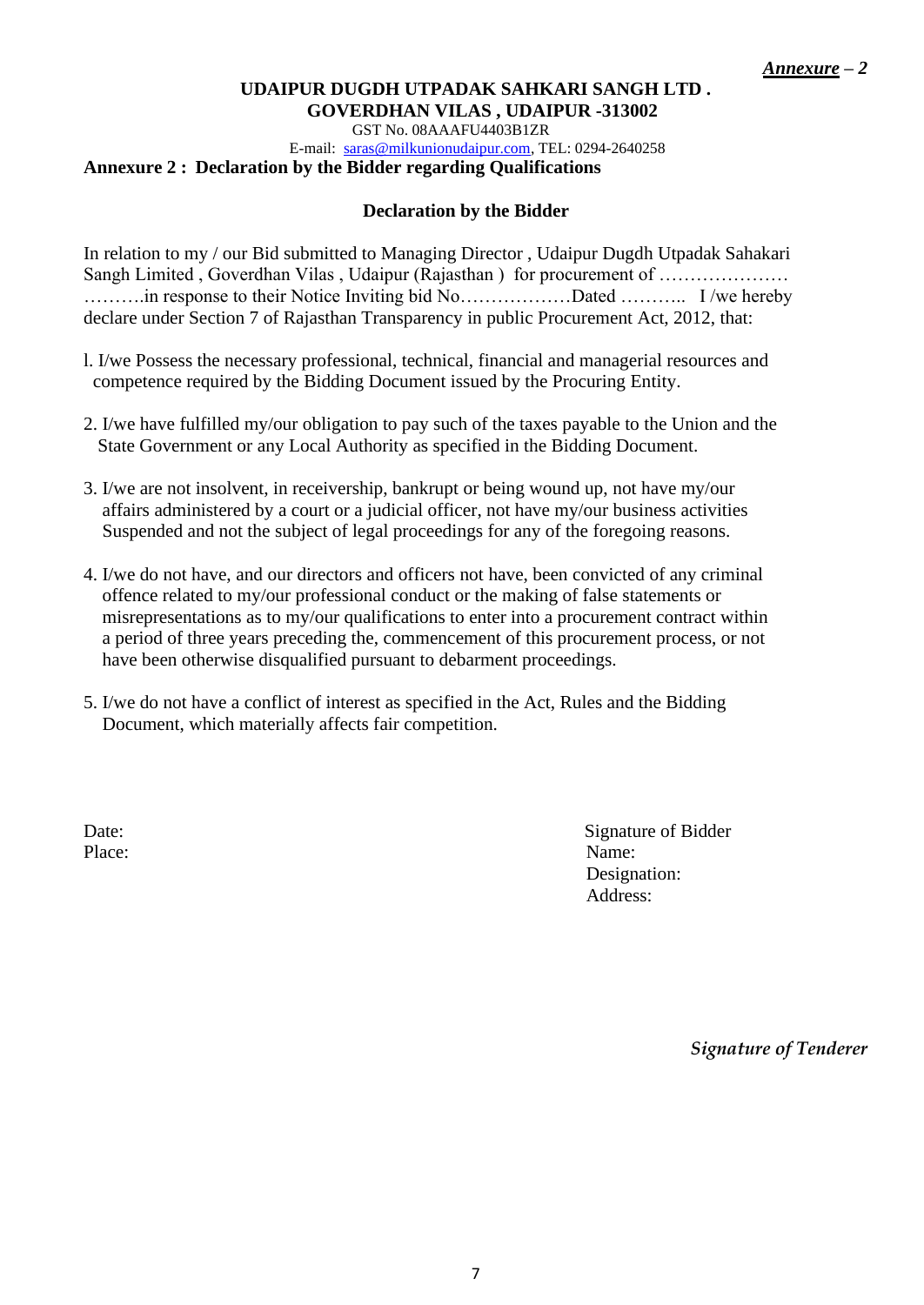***Annexure – 2***

**UDAIPUR DUGDH UTPADAK SAHKARI SANGH LTD .**
**GOVERDHAN VILAS , UDAIPUR -313002**

GST No. 08AAAFU4403B1ZR

E-mail: saras@milkunionudaipur.com, TEL: 0294-2640258

**Annexure 2 : Declaration by the Bidder regarding Qualifications**

**Declaration by the Bidder**

In relation to my / our Bid submitted to Managing Director , Udaipur Dugdh Utpadak Sahakari Sangh Limited , Goverdhan Vilas , Udaipur (Rajasthan ) for procurement of ………………… ……….in response to their Notice Inviting bid No………………Dated ……….. I /we hereby declare under Section 7 of Rajasthan Transparency in public Procurement Act, 2012, that:

l. I/we Possess the necessary professional, technical, financial and managerial resources and competence required by the Bidding Document issued by the Procuring Entity.

2. I/we have fulfilled my/our obligation to pay such of the taxes payable to the Union and the State Government or any Local Authority as specified in the Bidding Document.

3. I/we are not insolvent, in receivership, bankrupt or being wound up, not have my/our affairs administered by a court or a judicial officer, not have my/our business activities Suspended and not the subject of legal proceedings for any of the foregoing reasons.

4. I/we do not have, and our directors and officers not have, been convicted of any criminal offence related to my/our professional conduct or the making of false statements or misrepresentations as to my/our qualifications to enter into a procurement contract within a period of three years preceding the, commencement of this procurement process, or not have been otherwise disqualified pursuant to debarment proceedings.

5. I/we do not have a conflict of interest as specified in the Act, Rules and the Bidding Document, which materially affects fair competition.

Date:
Place:

Signature of Bidder
Name:
Designation:
Address:

*Signature of Tenderer*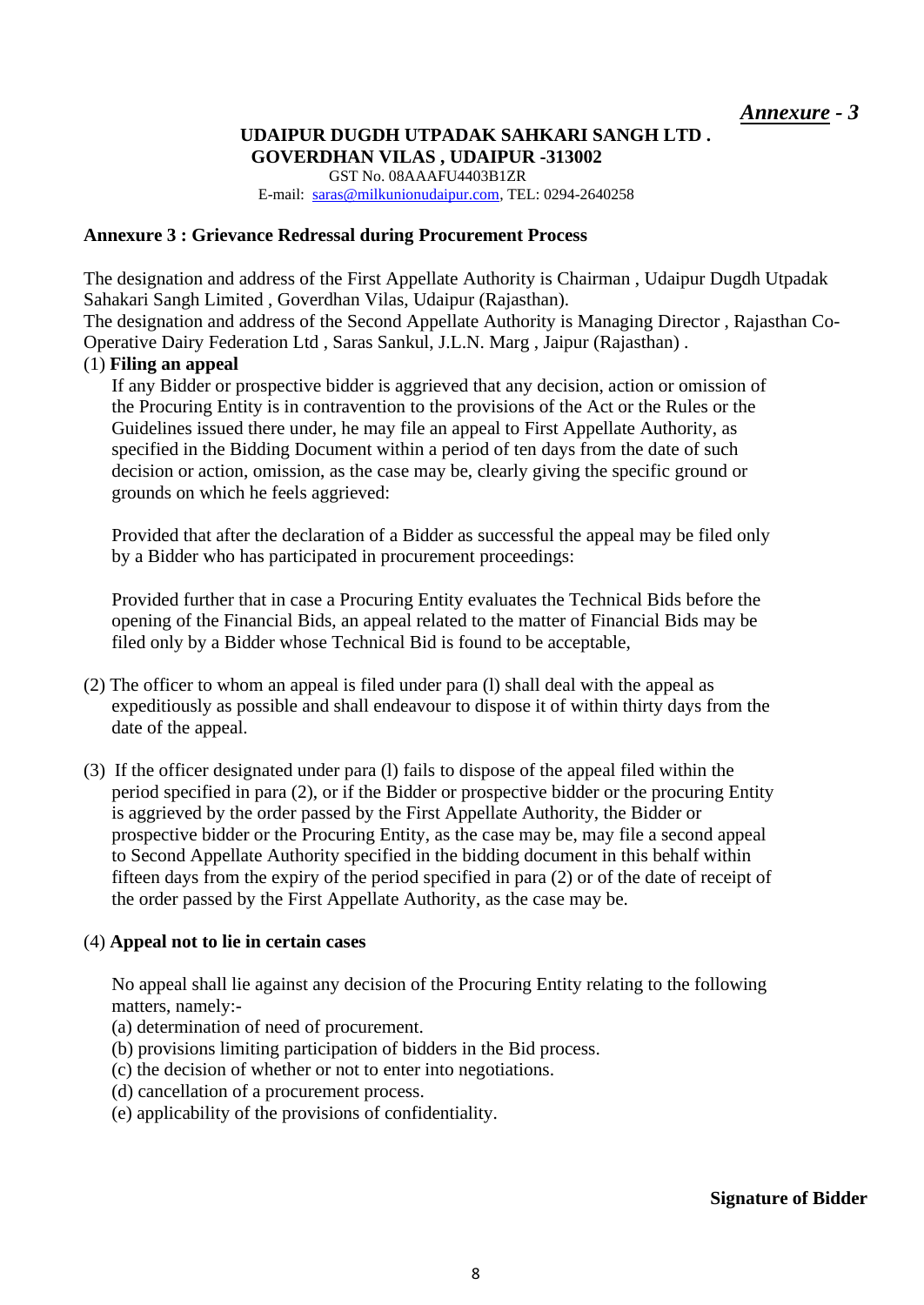***Annexure - 3***

**UDAIPUR DUGDH UTPADAK SAHKARI SANGH LTD .**
**GOVERDHAN VILAS , UDAIPUR -313002**

GST No. 08AAAFU4403B1ZR
E-mail: saras@milkunionudaipur.com, TEL: 0294-2640258

**Annexure 3 : Grievance Redressal during Procurement Process**

The designation and address of the First Appellate Authority is Chairman , Udaipur Dugdh Utpadak Sahakari Sangh Limited , Goverdhan Vilas, Udaipur (Rajasthan).
The designation and address of the Second Appellate Authority is Managing Director , Rajasthan Co-Operative Dairy Federation Ltd , Saras Sankul, J.L.N. Marg , Jaipur (Rajasthan) .

(1) **Filing an appeal**

If any Bidder or prospective bidder is aggrieved that any decision, action or omission of the Procuring Entity is in contravention to the provisions of the Act or the Rules or the Guidelines issued there under, he may file an appeal to First Appellate Authority, as specified in the Bidding Document within a period of ten days from the date of such decision or action, omission, as the case may be, clearly giving the specific ground or grounds on which he feels aggrieved:

Provided that after the declaration of a Bidder as successful the appeal may be filed only by a Bidder who has participated in procurement proceedings:

Provided further that in case a Procuring Entity evaluates the Technical Bids before the opening of the Financial Bids, an appeal related to the matter of Financial Bids may be filed only by a Bidder whose Technical Bid is found to be acceptable,

(2) The officer to whom an appeal is filed under para (l) shall deal with the appeal as expeditiously as possible and shall endeavour to dispose it of within thirty days from the date of the appeal.

(3) If the officer designated under para (l) fails to dispose of the appeal filed within the period specified in para (2), or if the Bidder or prospective bidder or the procuring Entity is aggrieved by the order passed by the First Appellate Authority, the Bidder or prospective bidder or the Procuring Entity, as the case may be, may file a second appeal to Second Appellate Authority specified in the bidding document in this behalf within fifteen days from the expiry of the period specified in para (2) or of the date of receipt of the order passed by the First Appellate Authority, as the case may be.

(4) **Appeal not to lie in certain cases**

No appeal shall lie against any decision of the Procuring Entity relating to the following matters, namely:-

(a) determination of need of procurement.
(b) provisions limiting participation of bidders in the Bid process.
(c) the decision of whether or not to enter into negotiations.
(d) cancellation of a procurement process.
(e) applicability of the provisions of confidentiality.

**Signature of Bidder**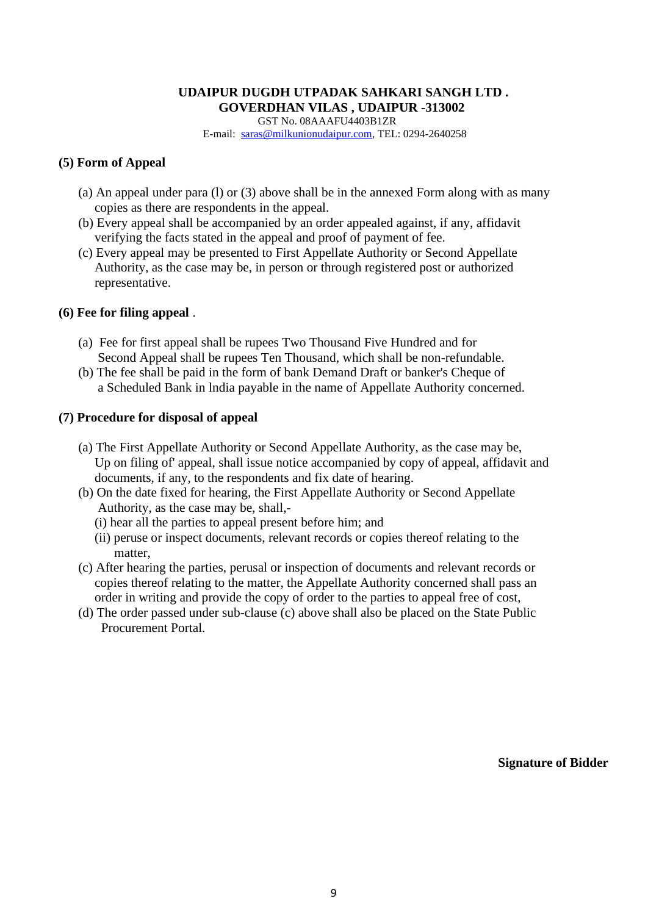**UDAIPUR DUGDH UTPADAK SAHKARI SANGH LTD .**
**GOVERDHAN VILAS , UDAIPUR -313002**
GST No. 08AAAFU4403B1ZR
E-mail: saras@milkunionudaipur.com, TEL: 0294-2640258

### (5) Form of Appeal

(a) An appeal under para (l) or (3) above shall be in the annexed Form along with as many copies as there are respondents in the appeal.
(b) Every appeal shall be accompanied by an order appealed against, if any, affidavit verifying the facts stated in the appeal and proof of payment of fee.
(c) Every appeal may be presented to First Appellate Authority or Second Appellate Authority, as the case may be, in person or through registered post or authorized representative.

### (6) Fee for filing appeal .

(a) Fee for first appeal shall be rupees Two Thousand Five Hundred and for Second Appeal shall be rupees Ten Thousand, which shall be non-refundable.
(b) The fee shall be paid in the form of bank Demand Draft or banker's Cheque of a Scheduled Bank in lndia payable in the name of Appellate Authority concerned.

### (7) Procedure for disposal of appeal

(a) The First Appellate Authority or Second Appellate Authority, as the case may be, Up on filing of' appeal, shall issue notice accompanied by copy of appeal, affidavit and documents, if any, to the respondents and fix date of hearing.
(b) On the date fixed for hearing, the First Appellate Authority or Second Appellate Authority, as the case may be, shall,-
   (i) hear all the parties to appeal present before him; and
   (ii) peruse or inspect documents, relevant records or copies thereof relating to the matter,
(c) After hearing the parties, perusal or inspection of documents and relevant records or copies thereof relating to the matter, the Appellate Authority concerned shall pass an order in writing and provide the copy of order to the parties to appeal free of cost,
(d) The order passed under sub-clause (c) above shall also be placed on the State Public Procurement Portal.

**Signature of Bidder**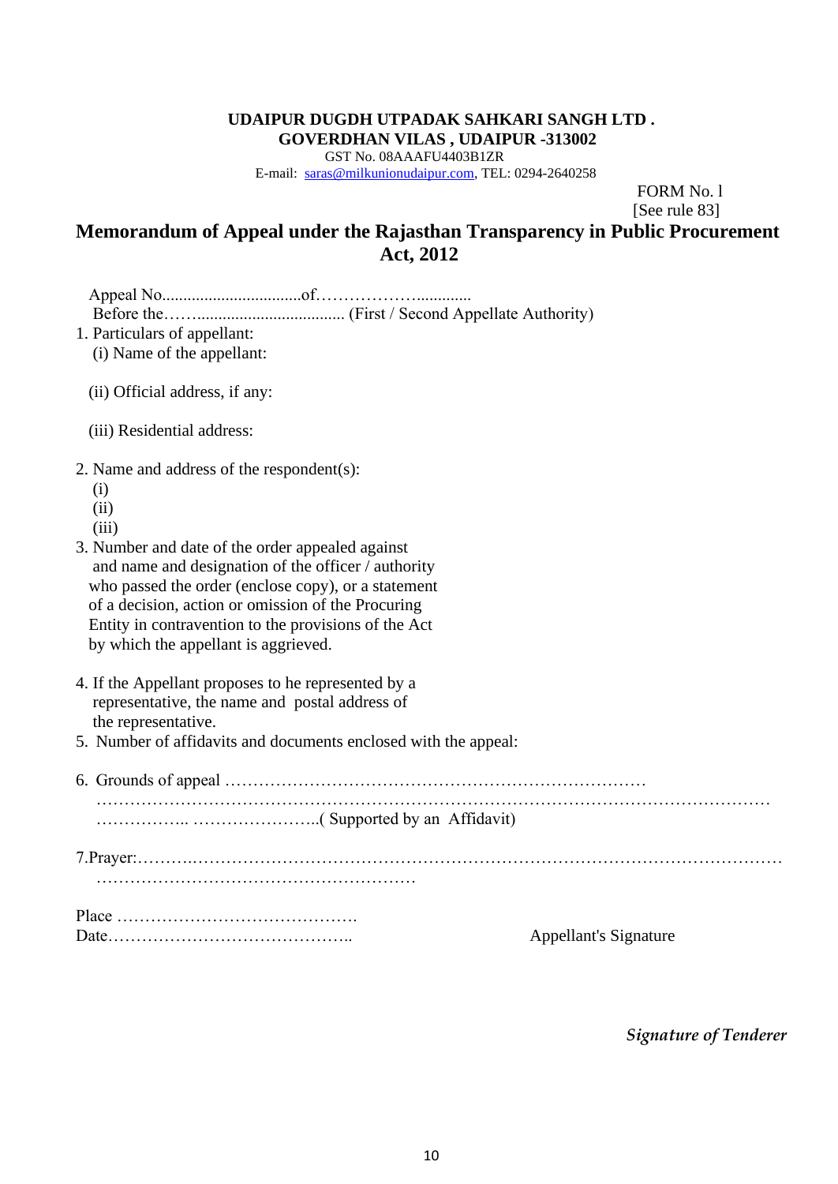**UDAIPUR DUGDH UTPADAK SAHKARI SANGH LTD .**
**GOVERDHAN VILAS , UDAIPUR -313002**
GST No. 08AAAFU4403B1ZR
E-mail: saras@milkunionudaipur.com, TEL: 0294-2640258

FORM No. l
[See rule 83]

## Memorandum of Appeal under the Rajasthan Transparency in Public Procurement Act, 2012

Appeal No................................of……………….............
Before the……................................... (First / Second Appellate Authority)

1. Particulars of appellant:
   (i) Name of the appellant:

   (ii) Official address, if any:

   (iii) Residential address:

2. Name and address of the respondent(s):
   (i)
   (ii)
   (iii)
3. Number and date of the order appealed against and name and designation of the officer / authority who passed the order (enclose copy), or a statement of a decision, action or omission of the Procuring Entity in contravention to the provisions of the Act by which the appellant is aggrieved.

4. If the Appellant proposes to he represented by a representative, the name and postal address of the representative.
5. Number of affidavits and documents enclosed with the appeal:

6. Grounds of appeal ……………………………………………………………………
   ………………………………………………………………………………………………………
   …………….. …………………..( Supported by an Affidavit)

7.Prayer:……….……………………………………………………………………………………
   …………………………………………………

Place …………………………………….
Date……………………………………..

Appellant's Signature

*Signature of Tenderer*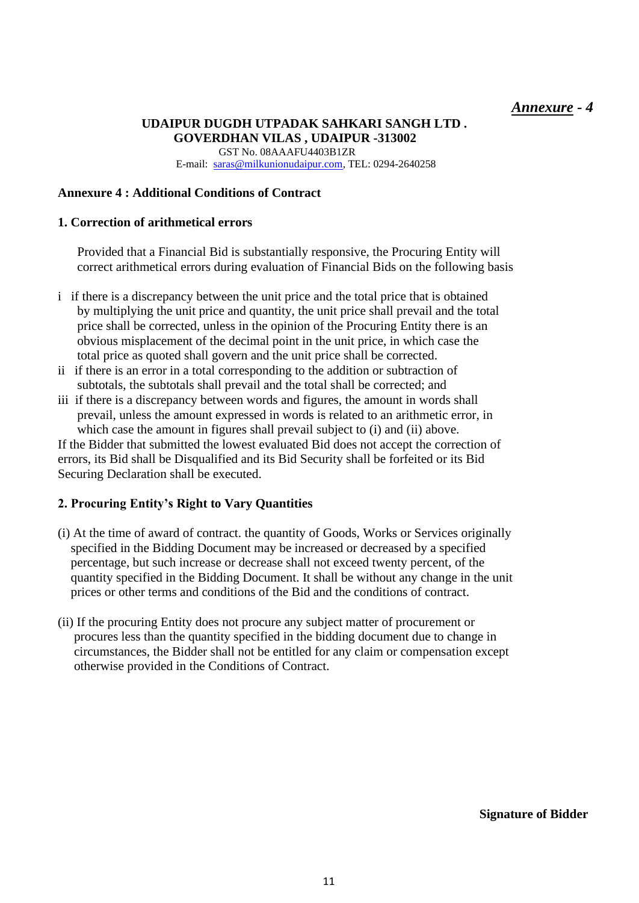*<u>Annexure</u> - 4*

**UDAIPUR DUGDH UTPADAK SAHKARI SANGH LTD .**
**GOVERDHAN VILAS , UDAIPUR -313002**

GST No. 08AAAFU4403B1ZR
E-mail: saras@milkunionudaipur.com, TEL: 0294-2640258

## Annexure 4 : Additional Conditions of Contract

### 1. Correction of arithmetical errors

Provided that a Financial Bid is substantially responsive, the Procuring Entity will correct arithmetical errors during evaluation of Financial Bids on the following basis

i if there is a discrepancy between the unit price and the total price that is obtained by multiplying the unit price and quantity, the unit price shall prevail and the total price shall be corrected, unless in the opinion of the Procuring Entity there is an obvious misplacement of the decimal point in the unit price, in which case the total price as quoted shall govern and the unit price shall be corrected.

ii if there is an error in a total corresponding to the addition or subtraction of subtotals, the subtotals shall prevail and the total shall be corrected; and

iii if there is a discrepancy between words and figures, the amount in words shall prevail, unless the amount expressed in words is related to an arithmetic error, in which case the amount in figures shall prevail subject to (i) and (ii) above.

If the Bidder that submitted the lowest evaluated Bid does not accept the correction of errors, its Bid shall be Disqualified and its Bid Security shall be forfeited or its Bid Securing Declaration shall be executed.

### 2. Procuring Entity's Right to Vary Quantities

(i) At the time of award of contract. the quantity of Goods, Works or Services originally specified in the Bidding Document may be increased or decreased by a specified percentage, but such increase or decrease shall not exceed twenty percent, of the quantity specified in the Bidding Document. It shall be without any change in the unit prices or other terms and conditions of the Bid and the conditions of contract.

(ii) If the procuring Entity does not procure any subject matter of procurement or procures less than the quantity specified in the bidding document due to change in circumstances, the Bidder shall not be entitled for any claim or compensation except otherwise provided in the Conditions of Contract.

**Signature of Bidder**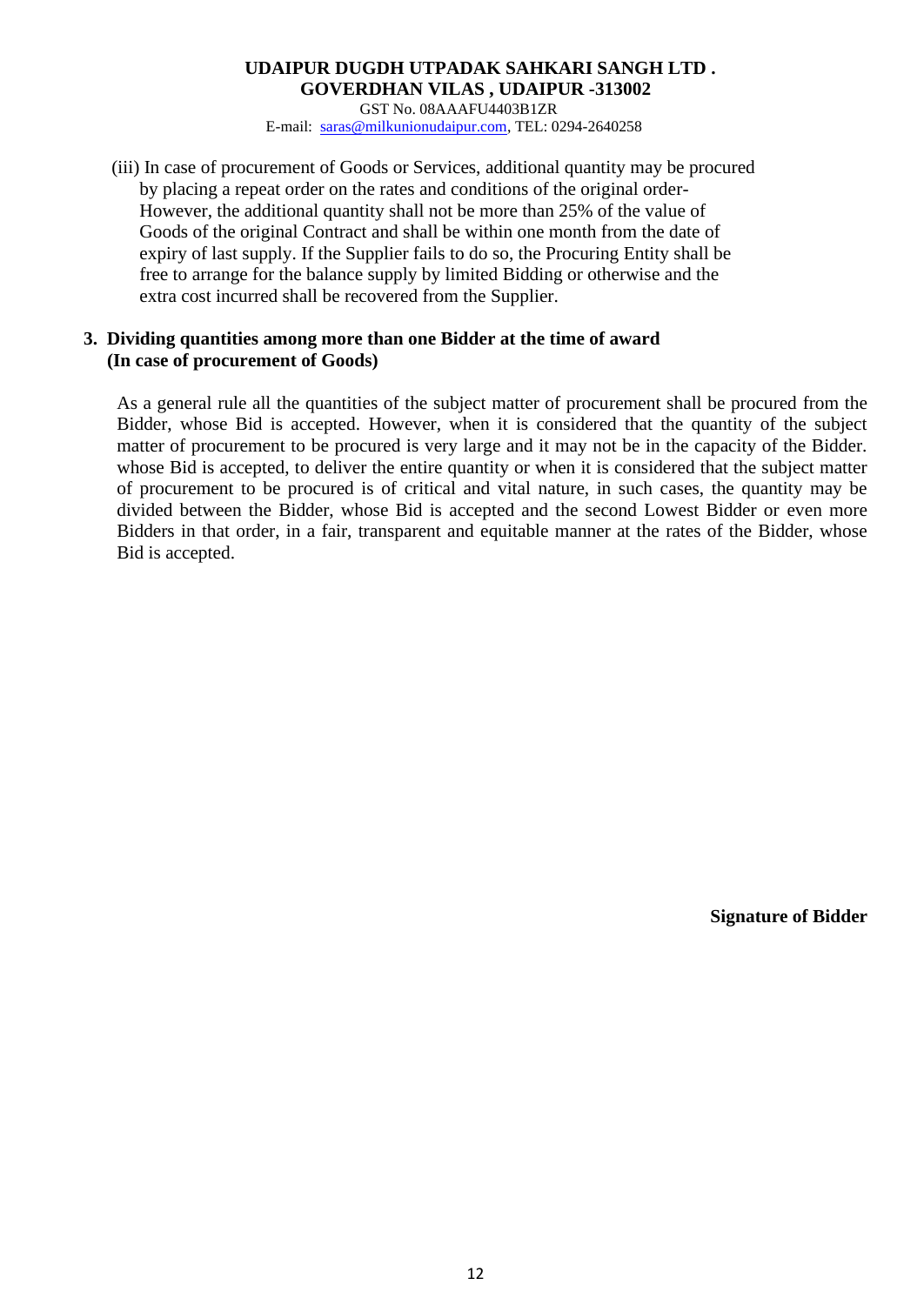(iii) In case of procurement of Goods or Services, additional quantity may be procured by placing a repeat order on the rates and conditions of the original order- However, the additional quantity shall not be more than 25% of the value of Goods of the original Contract and shall be within one month from the date of expiry of last supply. If the Supplier fails to do so, the Procuring Entity shall be free to arrange for the balance supply by limited Bidding or otherwise and the extra cost incurred shall be recovered from the Supplier.

## 3. Dividing quantities among more than one Bidder at the time of award (In case of procurement of Goods)

As a general rule all the quantities of the subject matter of procurement shall be procured from the Bidder, whose Bid is accepted. However, when it is considered that the quantity of the subject matter of procurement to be procured is very large and it may not be in the capacity of the Bidder. whose Bid is accepted, to deliver the entire quantity or when it is considered that the subject matter of procurement to be procured is of critical and vital nature, in such cases, the quantity may be divided between the Bidder, whose Bid is accepted and the second Lowest Bidder or even more Bidders in that order, in a fair, transparent and equitable manner at the rates of the Bidder, whose Bid is accepted.

**Signature of Bidder**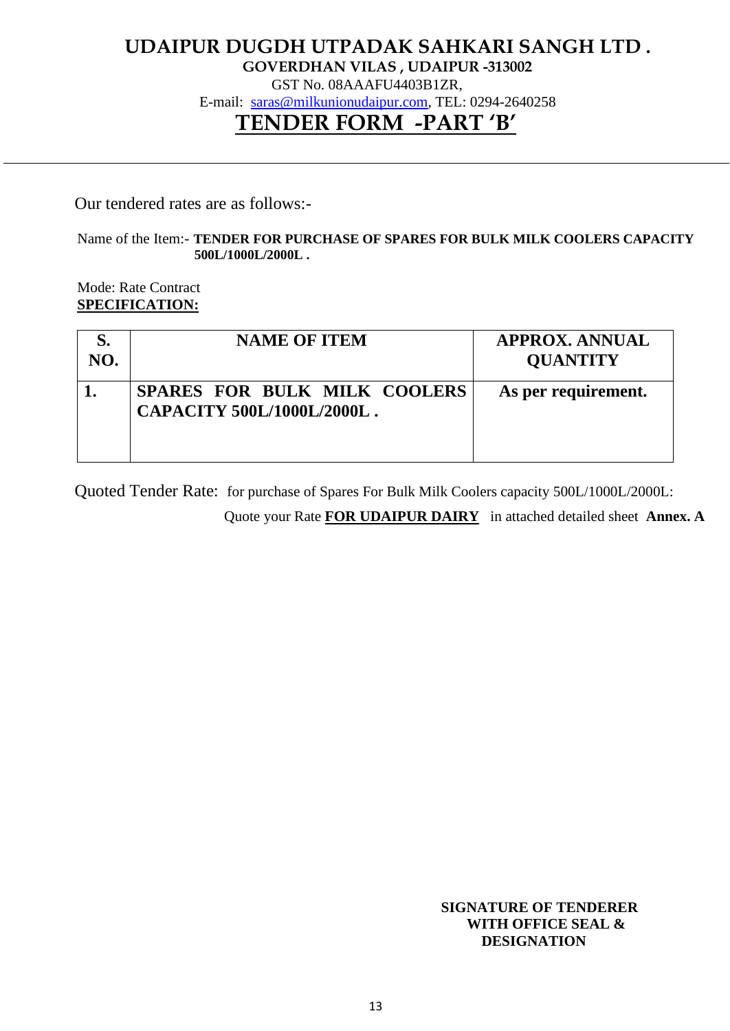# UDAIPUR DUGDH UTPADAK SAHKARI SANGH LTD .

**GOVERDHAN VILAS , UDAIPUR -313002**

GST No. 08AAAFU4403B1ZR,

E-mail: saras@milkunionudaipur.com, TEL: 0294-2640258

## TENDER FORM -PART 'B'

---

Our tendered rates are as follows:-

Name of the Item:- **TENDER FOR PURCHASE OF SPARES FOR BULK MILK COOLERS CAPACITY 500L/1000L/2000L .**

Mode: Rate Contract

**SPECIFICATION:**

| S. NO. | NAME OF ITEM | APPROX. ANNUAL QUANTITY |
|---|---|---|
| 1. | SPARES FOR BULK MILK COOLERS CAPACITY 500L/1000L/2000L . | As per requirement. |

Quoted Tender Rate: for purchase of Spares For Bulk Milk Coolers capacity 500L/1000L/2000L:

Quote your Rate **FOR UDAIPUR DAIRY** in attached detailed sheet **Annex. A**

**SIGNATURE OF TENDERER WITH OFFICE SEAL & DESIGNATION**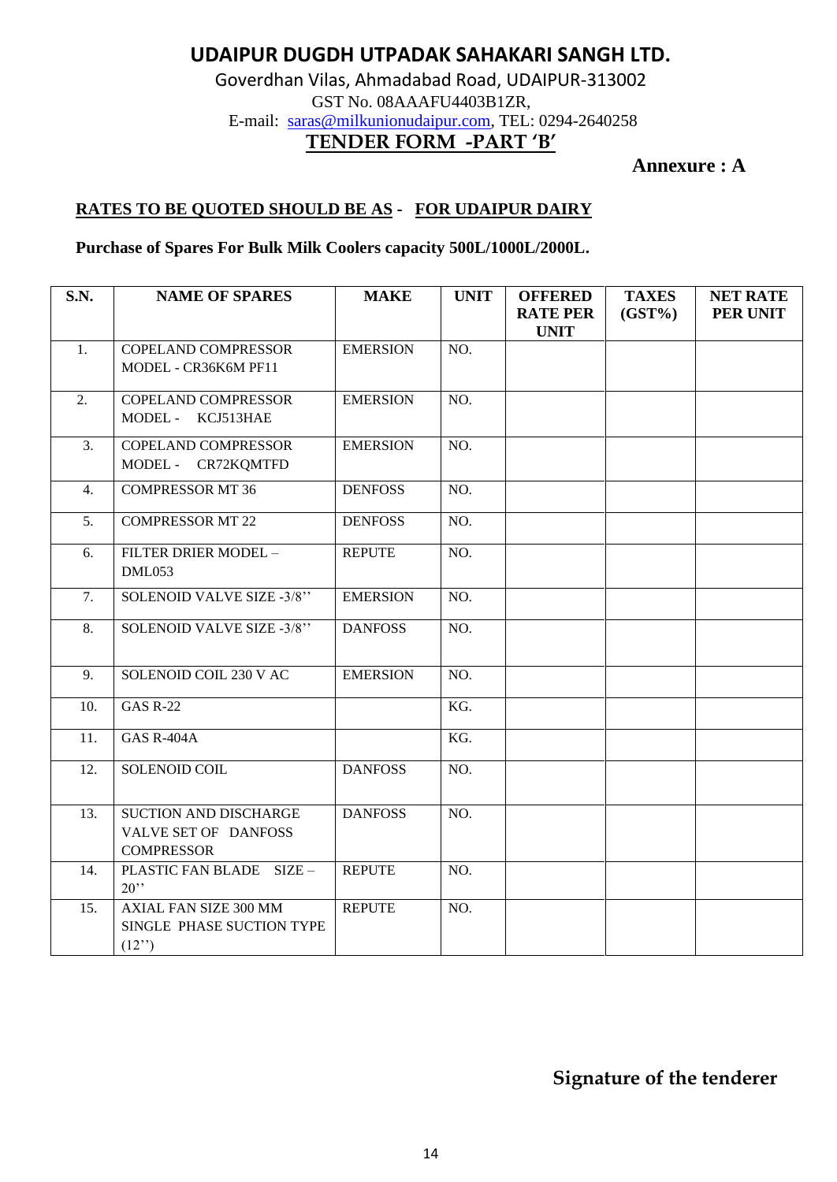# UDAIPUR DUGDH UTPADAK SAHAKARI SANGH LTD.

Goverdhan Vilas, Ahmadabad Road, UDAIPUR-313002

GST No. 08AAAFU4403B1ZR,

E-mail: saras@milkunionudaipur.com, TEL: 0294-2640258

## TENDER FORM -PART 'B'

**Annexure : A**

**RATES TO BE QUOTED SHOULD BE AS - FOR UDAIPUR DAIRY**

**Purchase of Spares For Bulk Milk Coolers capacity 500L/1000L/2000L.**

| S.N. | NAME OF SPARES | MAKE | UNIT | OFFERED RATE PER UNIT | TAXES (GST%) | NET RATE PER UNIT |
|---|---|---|---|---|---|---|
| 1. | COPELAND COMPRESSOR MODEL - CR36K6M PF11 | EMERSION | NO. | | | |
| 2. | COPELAND COMPRESSOR MODEL - KCJ513HAE | EMERSION | NO. | | | |
| 3. | COPELAND COMPRESSOR MODEL - CR72KQMTFD | EMERSION | NO. | | | |
| 4. | COMPRESSOR MT 36 | DENFOSS | NO. | | | |
| 5. | COMPRESSOR MT 22 | DENFOSS | NO. | | | |
| 6. | FILTER DRIER MODEL – DML053 | REPUTE | NO. | | | |
| 7. | SOLENOID VALVE SIZE -3/8'' | EMERSION | NO. | | | |
| 8. | SOLENOID VALVE SIZE -3/8'' | DANFOSS | NO. | | | |
| 9. | SOLENOID COIL 230 V AC | EMERSION | NO. | | | |
| 10. | GAS R-22 | | KG. | | | |
| 11. | GAS R-404A | | KG. | | | |
| 12. | SOLENOID COIL | DANFOSS | NO. | | | |
| 13. | SUCTION AND DISCHARGE VALVE SET OF DANFOSS COMPRESSOR | DANFOSS | NO. | | | |
| 14. | PLASTIC FAN BLADE SIZE – 20'' | REPUTE | NO. | | | |
| 15. | AXIAL FAN SIZE 300 MM SINGLE PHASE SUCTION TYPE (12'') | REPUTE | NO. | | | |

**Signature of the tenderer**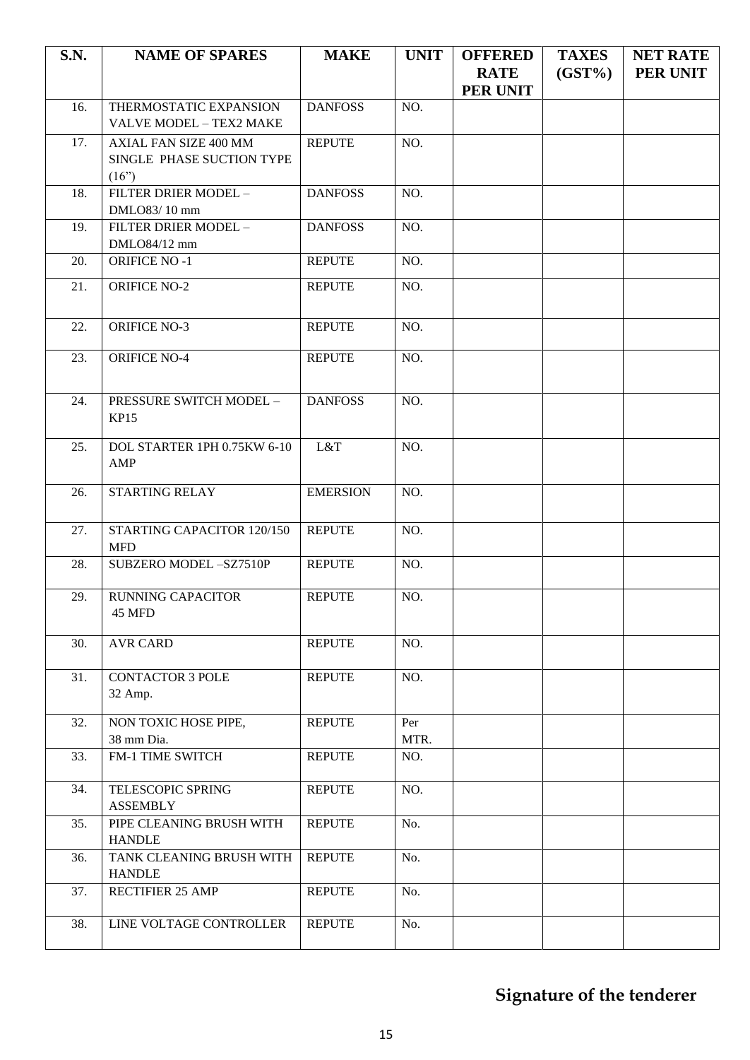| S.N. | NAME OF SPARES | MAKE | UNIT | OFFERED RATE PER UNIT | TAXES (GST%) | NET RATE PER UNIT |
|---|---|---|---|---|---|---|
| 16. | THERMOSTATIC EXPANSION VALVE MODEL – TEX2 MAKE | DANFOSS | NO. | | | |
| 17. | AXIAL FAN SIZE 400 MM SINGLE PHASE SUCTION TYPE (16") | REPUTE | NO. | | | |
| 18. | FILTER DRIER MODEL – DMLO83/ 10 mm | DANFOSS | NO. | | | |
| 19. | FILTER DRIER MODEL – DMLO84/12 mm | DANFOSS | NO. | | | |
| 20. | ORIFICE NO -1 | REPUTE | NO. | | | |
| 21. | ORIFICE NO-2 | REPUTE | NO. | | | |
| 22. | ORIFICE NO-3 | REPUTE | NO. | | | |
| 23. | ORIFICE NO-4 | REPUTE | NO. | | | |
| 24. | PRESSURE SWITCH MODEL – KP15 | DANFOSS | NO. | | | |
| 25. | DOL STARTER 1PH 0.75KW 6-10 AMP | L&T | NO. | | | |
| 26. | STARTING RELAY | EMERSION | NO. | | | |
| 27. | STARTING CAPACITOR 120/150 MFD | REPUTE | NO. | | | |
| 28. | SUBZERO MODEL –SZ7510P | REPUTE | NO. | | | |
| 29. | RUNNING CAPACITOR 45 MFD | REPUTE | NO. | | | |
| 30. | AVR CARD | REPUTE | NO. | | | |
| 31. | CONTACTOR 3 POLE 32 Amp. | REPUTE | NO. | | | |
| 32. | NON TOXIC HOSE PIPE, 38 mm Dia. | REPUTE | Per MTR. | | | |
| 33. | FM-1 TIME SWITCH | REPUTE | NO. | | | |
| 34. | TELESCOPIC SPRING ASSEMBLY | REPUTE | NO. | | | |
| 35. | PIPE CLEANING BRUSH WITH HANDLE | REPUTE | No. | | | |
| 36. | TANK CLEANING BRUSH WITH HANDLE | REPUTE | No. | | | |
| 37. | RECTIFIER 25 AMP | REPUTE | No. | | | |
| 38. | LINE VOLTAGE CONTROLLER | REPUTE | No. | | | |

**Signature of the tenderer**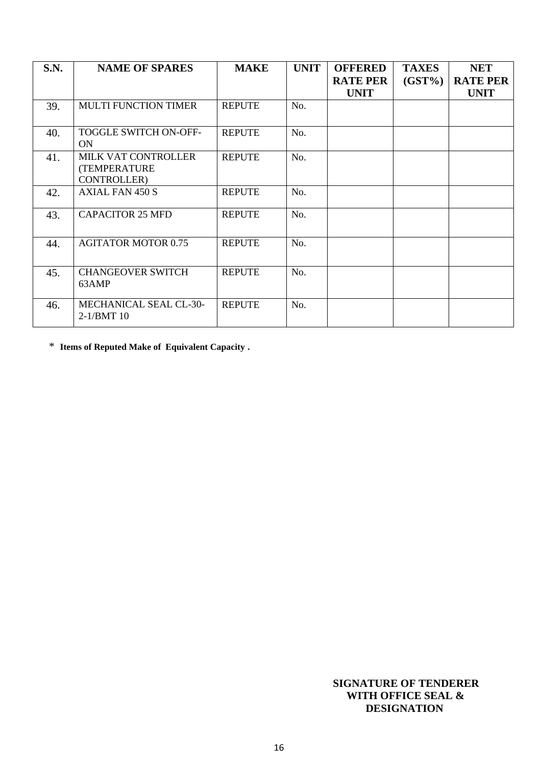| S.N. | NAME OF SPARES | MAKE | UNIT | OFFERED RATE PER UNIT | TAXES (GST%) | NET RATE PER UNIT |
|---|---|---|---|---|---|---|
| 39. | MULTI FUNCTION TIMER | REPUTE | No. | | | |
| 40. | TOGGLE SWITCH ON-OFF-ON | REPUTE | No. | | | |
| 41. | MILK VAT CONTROLLER (TEMPERATURE CONTROLLER) | REPUTE | No. | | | |
| 42. | AXIAL FAN 450 S | REPUTE | No. | | | |
| 43. | CAPACITOR 25 MFD | REPUTE | No. | | | |
| 44. | AGITATOR MOTOR 0.75 | REPUTE | No. | | | |
| 45. | CHANGEOVER SWITCH 63AMP | REPUTE | No. | | | |
| 46. | MECHANICAL SEAL CL-30-2-1/BMT 10 | REPUTE | No. | | | |

\* **Items of Reputed Make of Equivalent Capacity .**

**SIGNATURE OF TENDERER WITH OFFICE SEAL & DESIGNATION**